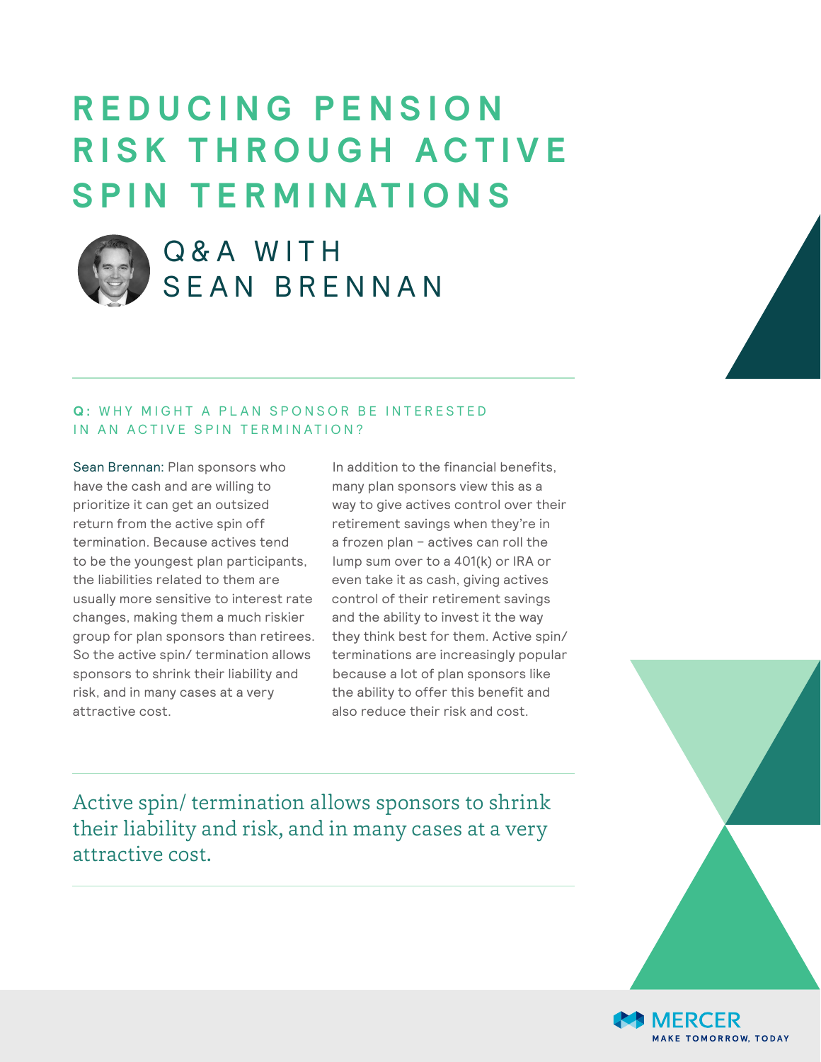# REDUCING PENSION RISK THROUGH ACTIVE SPIN TERMINATIONS

## Q&A WITH SEAN BRENNAN

### Q: WHY MIGHT A PLAN SPONSOR BE INTERESTED IN AN ACTIVE SPIN TERMINATION?

Sean Brennan: Plan sponsors who have the cash and are willing to prioritize it can get an outsized return from the active spin off termination. Because actives tend to be the youngest plan participants, the liabilities related to them are usually more sensitive to interest rate changes, making them a much riskier group for plan sponsors than retirees. So the active spin/ termination allows sponsors to shrink their liability and risk, and in many cases at a very attractive cost.

In addition to the financial benefits, many plan sponsors view this as a way to give actives control over their retirement savings when they're in a frozen plan – actives can roll the lump sum over to a 401(k) or IRA or even take it as cash, giving actives control of their retirement savings and the ability to invest it the way they think best for them. Active spin/ terminations are increasingly popular because a lot of plan sponsors like the ability to offer this benefit and also reduce their risk and cost.

> Active spin/ termination allows sponsors to shrink their liability and risk, and in many cases at a very attractive cost.

MERCER
MAKE TOMORROW, TODAY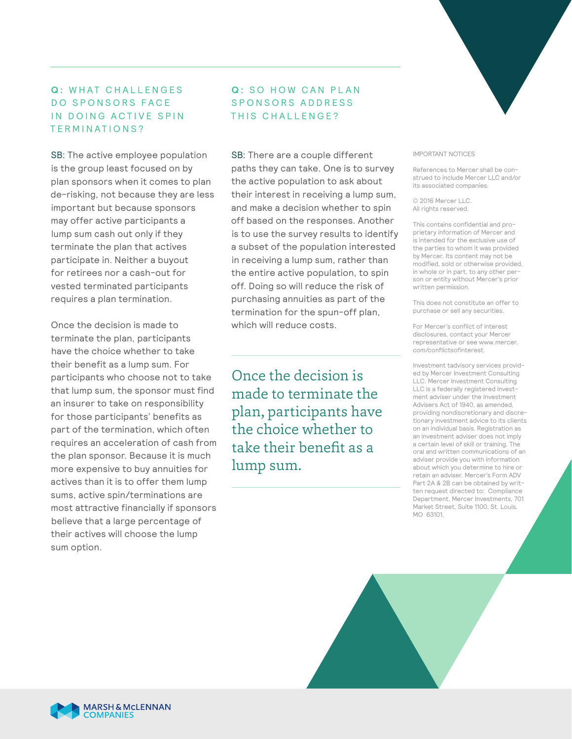### Q: WHAT CHALLENGES DO SPONSORS FACE IN DOING ACTIVE SPIN TERMINATIONS?

SB: The active employee population is the group least focused on by plan sponsors when it comes to plan de-risking, not because they are less important but because sponsors may offer active participants a lump sum cash out only if they terminate the plan that actives participate in. Neither a buyout for retirees nor a cash-out for vested terminated participants requires a plan termination.

Once the decision is made to terminate the plan, participants have the choice whether to take their benefit as a lump sum. For participants who choose not to take that lump sum, the sponsor must find an insurer to take on responsibility for those participants' benefits as part of the termination, which often requires an acceleration of cash from the plan sponsor. Because it is much more expensive to buy annuities for actives than it is to offer them lump sums, active spin/terminations are most attractive financially if sponsors believe that a large percentage of their actives will choose the lump sum option.

### Q: SO HOW CAN PLAN SPONSORS ADDRESS THIS CHALLENGE?

SB: There are a couple different paths they can take. One is to survey the active population to ask about their interest in receiving a lump sum, and make a decision whether to spin off based on the responses. Another is to use the survey results to identify a subset of the population interested in receiving a lump sum, rather than the entire active population, to spin off. Doing so will reduce the risk of purchasing annuities as part of the termination for the spun-off plan, which will reduce costs.

> Once the decision is made to terminate the plan, participants have the choice whether to take their benefit as a lump sum.

IMPORTANT NOTICES

References to Mercer shall be construed to include Mercer LLC and/or its associated companies.

© 2016 Mercer LLC.
All rights reserved.

This contains confidential and proprietary information of Mercer and is intended for the exclusive use of the parties to whom it was provided by Mercer. Its content may not be modified, sold or otherwise provided, in whole or in part, to any other person or entity without Mercer's prior written permission.

This does not constitute an offer to purchase or sell any securities.

For Mercer's conflict of interest disclosures, contact your Mercer representative or see www.mercer.com/conflictsofinterest.

Investment tadvisory services provided by Mercer Investment Consulting LLC. Mercer Investment Consulting LLC is a federally registered investment adviser under the Investment Advisers Act of 1940, as amended, providing nondiscretionary and discretionary investment advice to its clients on an individual basis. Registration as an investment adviser does not imply a certain level of skill or training. The oral and written communications of an adviser provide you with information about which you determine to hire or retain an adviser. Mercer's Form ADV Part 2A & 2B can be obtained by written request directed to: Compliance Department, Mercer Investments, 701 Market Street, Suite 1100, St. Louis, MO 63101.

MARSH & McLENNAN COMPANIES